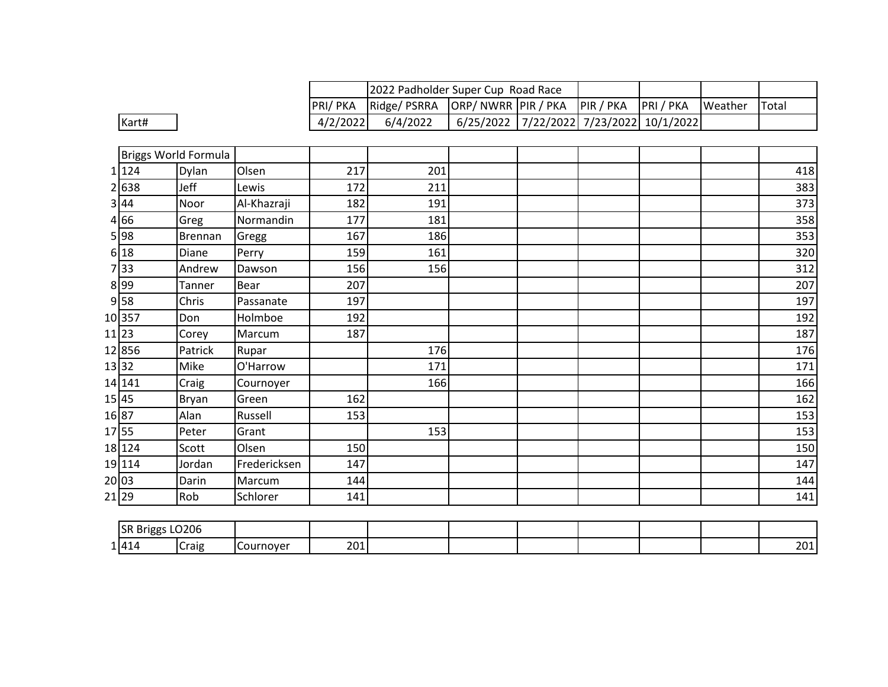| | Kart# | | | | 2022 Padholder Super Cup Road Race | | | | | | |
|---|---|---|---|---|---|---|---|---|---|---|---|
| | | | | PRI/ PKA | Ridge/ PSRRA | ORP/ NWRR | PIR / PKA | PIR / PKA | PRI / PKA | Weather | Total |
| | | | | 4/2/2022 | 6/4/2022 | 6/25/2022 | 7/22/2022 | 7/23/2022 | 10/1/2022 | | |
| | Briggs World Formula | | | | | | | | | | |
| 1 | 124 | Dylan | Olsen | 217 | 201 | | | | | | 418 |
| 2 | 638 | Jeff | Lewis | 172 | 211 | | | | | | 383 |
| 3 | 44 | Noor | Al-Khazraji | 182 | 191 | | | | | | 373 |
| 4 | 66 | Greg | Normandin | 177 | 181 | | | | | | 358 |
| 5 | 98 | Brennan | Gregg | 167 | 186 | | | | | | 353 |
| 6 | 18 | Diane | Perry | 159 | 161 | | | | | | 320 |
| 7 | 33 | Andrew | Dawson | 156 | 156 | | | | | | 312 |
| 8 | 99 | Tanner | Bear | 207 | | | | | | | 207 |
| 9 | 58 | Chris | Passanate | 197 | | | | | | | 197 |
| 10 | 357 | Don | Holmboe | 192 | | | | | | | 192 |
| 11 | 23 | Corey | Marcum | 187 | | | | | | | 187 |
| 12 | 856 | Patrick | Rupar | | 176 | | | | | | 176 |
| 13 | 32 | Mike | O'Harrow | | 171 | | | | | | 171 |
| 14 | 141 | Craig | Cournoyer | | 166 | | | | | | 166 |
| 15 | 45 | Bryan | Green | 162 | | | | | | | 162 |
| 16 | 87 | Alan | Russell | 153 | | | | | | | 153 |
| 17 | 55 | Peter | Grant | | 153 | | | | | | 153 |
| 18 | 124 | Scott | Olsen | 150 | | | | | | | 150 |
| 19 | 114 | Jordan | Fredericksen | 147 | | | | | | | 147 |
| 20 | 03 | Darin | Marcum | 144 | | | | | | | 144 |
| 21 | 29 | Rob | Schlorer | 141 | | | | | | | 141 |
| | SR Briggs LO206 | | | | | | | | | | |
| 1 | 414 | Craig | Cournoyer | 201 | | | | | | | 201 |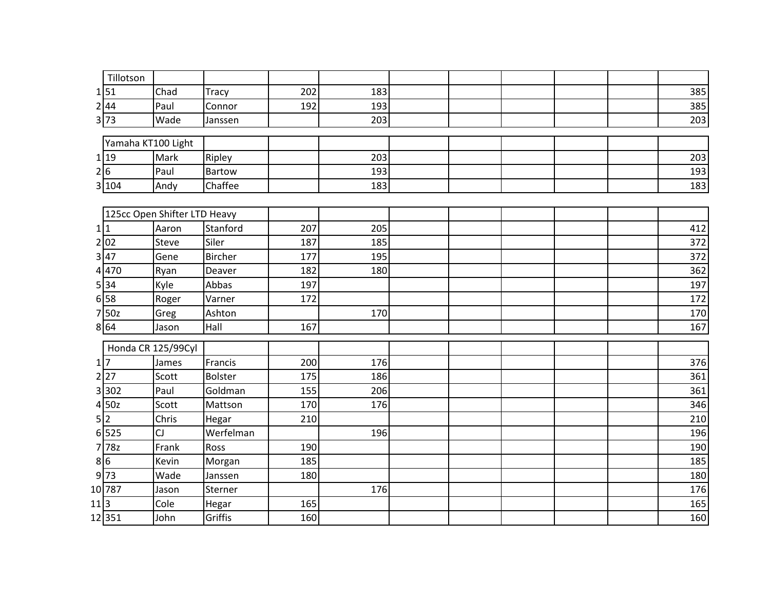| | Tillotson | | | | | | | | | | |
|---|---|---|---|---|---|---|---|---|---|---|---|
| 1 | 51 | Chad | Tracy | 202 | 183 | | | | | | 385 |
| 2 | 44 | Paul | Connor | 192 | 193 | | | | | | 385 |
| 3 | 73 | Wade | Janssen | | 203 | | | | | | 203 |

| | Yamaha KT100 Light | | | | | | | | | | |
|---|---|---|---|---|---|---|---|---|---|---|---|
| 1 | 19 | Mark | Ripley | | 203 | | | | | | 203 |
| 2 | 6 | Paul | Bartow | | 193 | | | | | | 193 |
| 3 | 104 | Andy | Chaffee | | 183 | | | | | | 183 |

| | 125cc Open Shifter LTD Heavy | | | | | | | | | | |
|---|---|---|---|---|---|---|---|---|---|---|---|
| 1 | 1 | Aaron | Stanford | 207 | 205 | | | | | | 412 |
| 2 | 02 | Steve | Siler | 187 | 185 | | | | | | 372 |
| 3 | 47 | Gene | Bircher | 177 | 195 | | | | | | 372 |
| 4 | 470 | Ryan | Deaver | 182 | 180 | | | | | | 362 |
| 5 | 34 | Kyle | Abbas | 197 | | | | | | | 197 |
| 6 | 58 | Roger | Varner | 172 | | | | | | | 172 |
| 7 | 50z | Greg | Ashton | | 170 | | | | | | 170 |
| 8 | 64 | Jason | Hall | 167 | | | | | | | 167 |

| | Honda CR 125/99Cyl | | | | | | | | | | |
|---|---|---|---|---|---|---|---|---|---|---|---|
| 1 | 7 | James | Francis | 200 | 176 | | | | | | 376 |
| 2 | 27 | Scott | Bolster | 175 | 186 | | | | | | 361 |
| 3 | 302 | Paul | Goldman | 155 | 206 | | | | | | 361 |
| 4 | 50z | Scott | Mattson | 170 | 176 | | | | | | 346 |
| 5 | 2 | Chris | Hegar | 210 | | | | | | | 210 |
| 6 | 525 | CJ | Werfelman | | 196 | | | | | | 196 |
| 7 | 78z | Frank | Ross | 190 | | | | | | | 190 |
| 8 | 6 | Kevin | Morgan | 185 | | | | | | | 185 |
| 9 | 73 | Wade | Janssen | 180 | | | | | | | 180 |
| 10 | 787 | Jason | Sterner | | 176 | | | | | | 176 |
| 11 | 3 | Cole | Hegar | 165 | | | | | | | 165 |
| 12 | 351 | John | Griffis | 160 | | | | | | | 160 |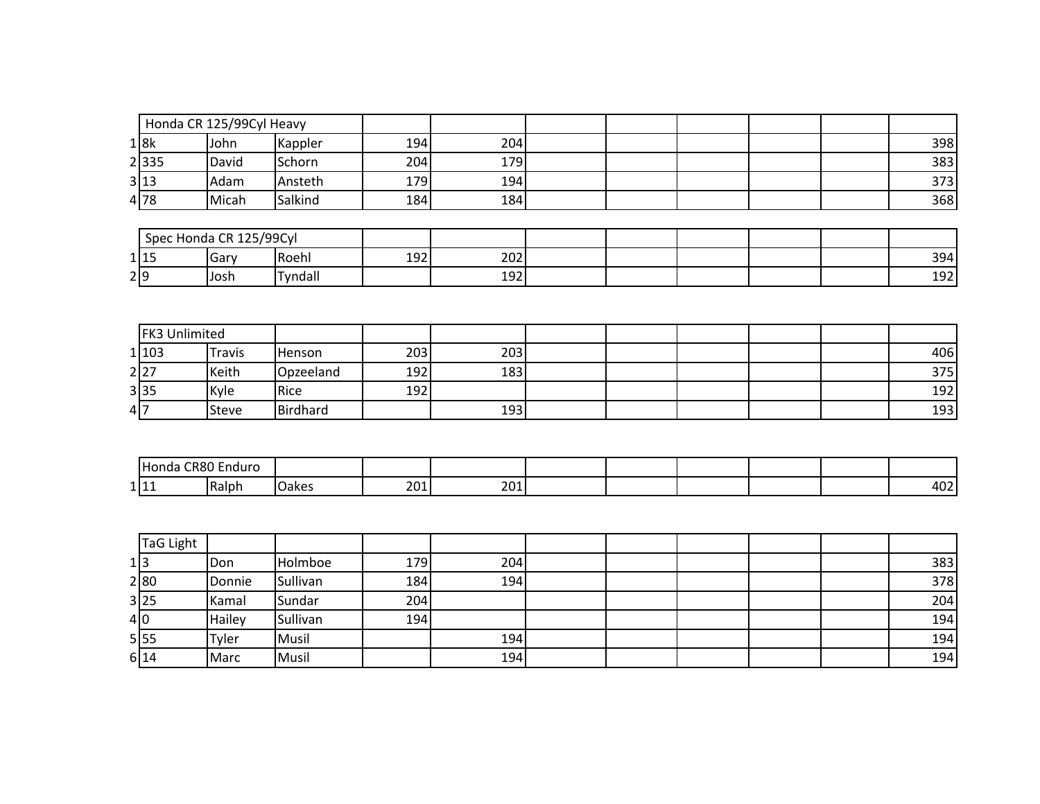| | Honda CR 125/99Cyl Heavy | | | | | | | | | | |
|---|---|---|---|---|---|---|---|---|---|---|---|
| 1 | 8k | John | Kappler | 194 | 204 | | | | | | 398 |
| 2 | 335 | David | Schorn | 204 | 179 | | | | | | 383 |
| 3 | 13 | Adam | Ansteth | 179 | 194 | | | | | | 373 |
| 4 | 78 | Micah | Salkind | 184 | 184 | | | | | | 368 |

| | Spec Honda CR 125/99Cyl | | | | | | | | | | |
|---|---|---|---|---|---|---|---|---|---|---|---|
| 1 | 15 | Gary | Roehl | 192 | 202 | | | | | | 394 |
| 2 | 9 | Josh | Tyndall | | 192 | | | | | | 192 |

| | FK3 Unlimited | | | | | | | | | | |
|---|---|---|---|---|---|---|---|---|---|---|---|
| 1 | 103 | Travis | Henson | 203 | 203 | | | | | | 406 |
| 2 | 27 | Keith | Opzeeland | 192 | 183 | | | | | | 375 |
| 3 | 35 | Kyle | Rice | 192 | | | | | | | 192 |
| 4 | 7 | Steve | Birdhard | | 193 | | | | | | 193 |

| | Honda CR80 Enduro | | | | | | | | | | |
|---|---|---|---|---|---|---|---|---|---|---|---|
| 1 | 11 | Ralph | Oakes | 201 | 201 | | | | | | 402 |

| | TaG Light | | | | | | | | | | |
|---|---|---|---|---|---|---|---|---|---|---|---|
| 1 | 3 | Don | Holmboe | 179 | 204 | | | | | | 383 |
| 2 | 80 | Donnie | Sullivan | 184 | 194 | | | | | | 378 |
| 3 | 25 | Kamal | Sundar | 204 | | | | | | | 204 |
| 4 | 0 | Hailey | Sullivan | 194 | | | | | | | 194 |
| 5 | 55 | Tyler | Musil | | 194 | | | | | | 194 |
| 6 | 14 | Marc | Musil | | 194 | | | | | | 194 |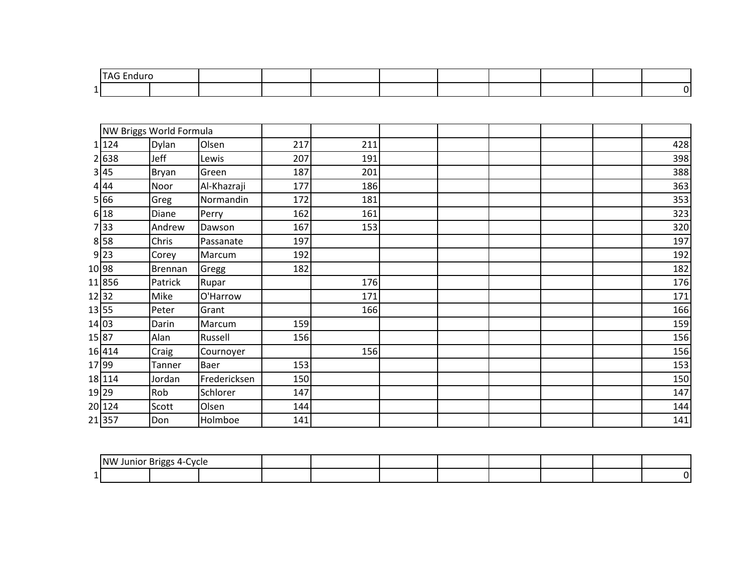| | TAG Enduro | | | | | | | | | | |
|---|---|---|---|---|---|---|---|---|---|---|---|
| 1 | | | | | | | | | | | 0 |

| | NW Briggs World Formula | | | | | | | | | | |
|---|---|---|---|---|---|---|---|---|---|---|---|
| 1 | 124 | Dylan | Olsen | 217 | 211 | | | | | | 428 |
| 2 | 638 | Jeff | Lewis | 207 | 191 | | | | | | 398 |
| 3 | 45 | Bryan | Green | 187 | 201 | | | | | | 388 |
| 4 | 44 | Noor | Al-Khazraji | 177 | 186 | | | | | | 363 |
| 5 | 66 | Greg | Normandin | 172 | 181 | | | | | | 353 |
| 6 | 18 | Diane | Perry | 162 | 161 | | | | | | 323 |
| 7 | 33 | Andrew | Dawson | 167 | 153 | | | | | | 320 |
| 8 | 58 | Chris | Passanate | 197 | | | | | | | 197 |
| 9 | 23 | Corey | Marcum | 192 | | | | | | | 192 |
| 10 | 98 | Brennan | Gregg | 182 | | | | | | | 182 |
| 11 | 856 | Patrick | Rupar | | 176 | | | | | | 176 |
| 12 | 32 | Mike | O'Harrow | | 171 | | | | | | 171 |
| 13 | 55 | Peter | Grant | | 166 | | | | | | 166 |
| 14 | 03 | Darin | Marcum | 159 | | | | | | | 159 |
| 15 | 87 | Alan | Russell | 156 | | | | | | | 156 |
| 16 | 414 | Craig | Cournoyer | | 156 | | | | | | 156 |
| 17 | 99 | Tanner | Baer | 153 | | | | | | | 153 |
| 18 | 114 | Jordan | Fredericksen | 150 | | | | | | | 150 |
| 19 | 29 | Rob | Schlorer | 147 | | | | | | | 147 |
| 20 | 124 | Scott | Olsen | 144 | | | | | | | 144 |
| 21 | 357 | Don | Holmboe | 141 | | | | | | | 141 |

| | NW Junior Briggs 4-Cycle | | | | | | | | | | |
|---|---|---|---|---|---|---|---|---|---|---|---|
| 1 | | | | | | | | | | | 0 |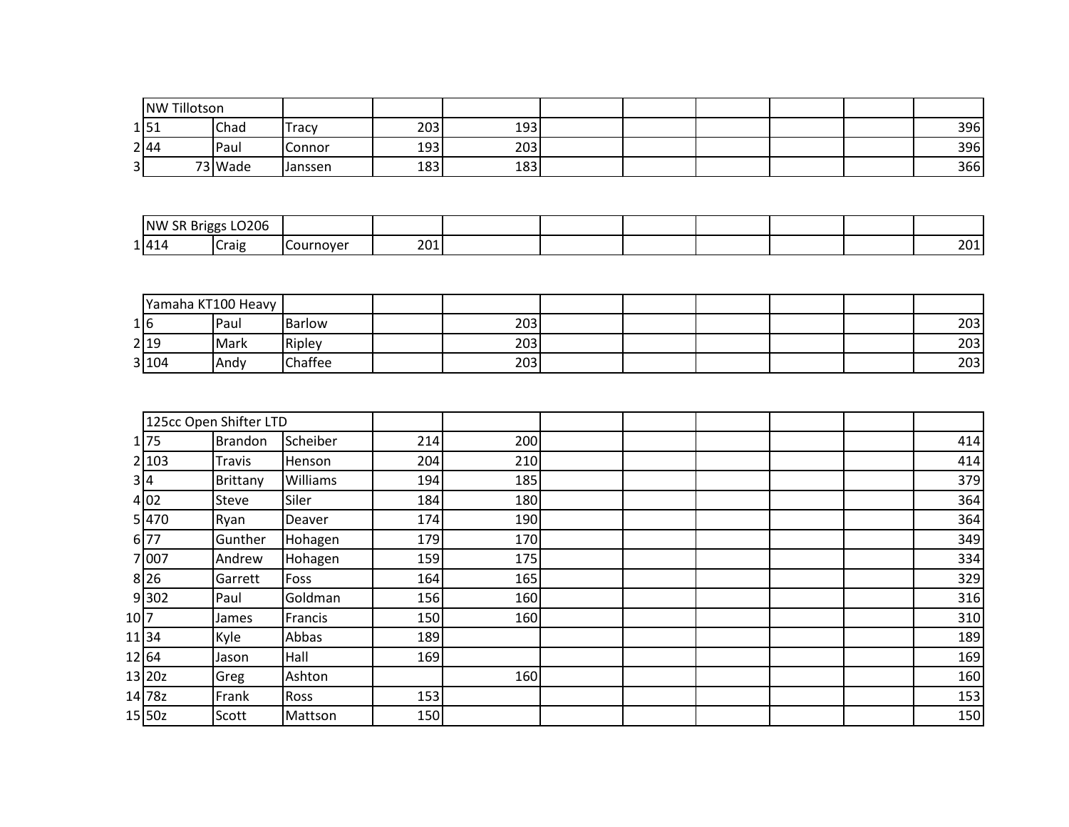| | NW Tillotson | | | | | | | | | | |
|---|---|---|---|---|---|---|---|---|---|---|---|
| 1 | 51 | Chad | Tracy | 203 | 193 | | | | | | 396 |
| 2 | 44 | Paul | Connor | 193 | 203 | | | | | | 396 |
| 3 | 73 | Wade | Janssen | 183 | 183 | | | | | | 366 |

| | NW SR Briggs LO206 | | | | | | | | | | |
|---|---|---|---|---|---|---|---|---|---|---|---|
| 1 | 414 | Craig | Cournoyer | 201 | | | | | | | 201 |

| | Yamaha KT100 Heavy | | | | | | | | | | |
|---|---|---|---|---|---|---|---|---|---|---|---|
| 1 | 6 | Paul | Barlow | | 203 | | | | | | 203 |
| 2 | 19 | Mark | Ripley | | 203 | | | | | | 203 |
| 3 | 104 | Andy | Chaffee | | 203 | | | | | | 203 |

| | 125cc Open Shifter LTD | | | | | | | | | | |
|---|---|---|---|---|---|---|---|---|---|---|---|
| 1 | 75 | Brandon | Scheiber | 214 | 200 | | | | | | 414 |
| 2 | 103 | Travis | Henson | 204 | 210 | | | | | | 414 |
| 3 | 4 | Brittany | Williams | 194 | 185 | | | | | | 379 |
| 4 | 02 | Steve | Siler | 184 | 180 | | | | | | 364 |
| 5 | 470 | Ryan | Deaver | 174 | 190 | | | | | | 364 |
| 6 | 77 | Gunther | Hohagen | 179 | 170 | | | | | | 349 |
| 7 | 007 | Andrew | Hohagen | 159 | 175 | | | | | | 334 |
| 8 | 26 | Garrett | Foss | 164 | 165 | | | | | | 329 |
| 9 | 302 | Paul | Goldman | 156 | 160 | | | | | | 316 |
| 10 | 7 | James | Francis | 150 | 160 | | | | | | 310 |
| 11 | 34 | Kyle | Abbas | 189 | | | | | | | 189 |
| 12 | 64 | Jason | Hall | 169 | | | | | | | 169 |
| 13 | 20z | Greg | Ashton | | 160 | | | | | | 160 |
| 14 | 78z | Frank | Ross | 153 | | | | | | | 153 |
| 15 | 50z | Scott | Mattson | 150 | | | | | | | 150 |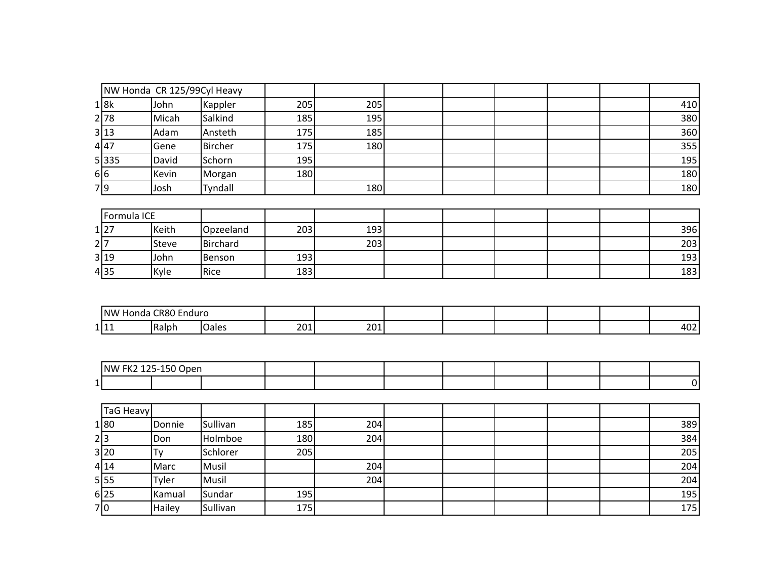| | NW Honda CR 125/99Cyl Heavy | | | | | | | | | | |
|---|---|---|---|---|---|---|---|---|---|---|---|
| 1 | 8k | John | Kappler | 205 | 205 | | | | | | 410 |
| 2 | 78 | Micah | Salkind | 185 | 195 | | | | | | 380 |
| 3 | 13 | Adam | Ansteth | 175 | 185 | | | | | | 360 |
| 4 | 47 | Gene | Bircher | 175 | 180 | | | | | | 355 |
| 5 | 335 | David | Schorn | 195 | | | | | | | 195 |
| 6 | 6 | Kevin | Morgan | 180 | | | | | | | 180 |
| 7 | 9 | Josh | Tyndall | | 180 | | | | | | 180 |

| | Formula ICE | | | | | | | | | | |
|---|---|---|---|---|---|---|---|---|---|---|---|
| 1 | 27 | Keith | Opzeeland | 203 | 193 | | | | | | 396 |
| 2 | 7 | Steve | Birchard | | 203 | | | | | | 203 |
| 3 | 19 | John | Benson | 193 | | | | | | | 193 |
| 4 | 35 | Kyle | Rice | 183 | | | | | | | 183 |

| | NW Honda CR80 Enduro | | | | | | | | | | |
|---|---|---|---|---|---|---|---|---|---|---|---|
| 1 | 11 | Ralph | Oales | 201 | 201 | | | | | | 402 |

| | NW FK2 125-150 Open | | | | | | | | | | |
|---|---|---|---|---|---|---|---|---|---|---|---|
| 1 | | | | | | | | | | | 0 |

| | TaG Heavy | | | | | | | | | | |
|---|---|---|---|---|---|---|---|---|---|---|---|
| 1 | 80 | Donnie | Sullivan | 185 | 204 | | | | | | 389 |
| 2 | 3 | Don | Holmboe | 180 | 204 | | | | | | 384 |
| 3 | 20 | Ty | Schlorer | 205 | | | | | | | 205 |
| 4 | 14 | Marc | Musil | | 204 | | | | | | 204 |
| 5 | 55 | Tyler | Musil | | 204 | | | | | | 204 |
| 6 | 25 | Kamual | Sundar | 195 | | | | | | | 195 |
| 7 | 0 | Hailey | Sullivan | 175 | | | | | | | 175 |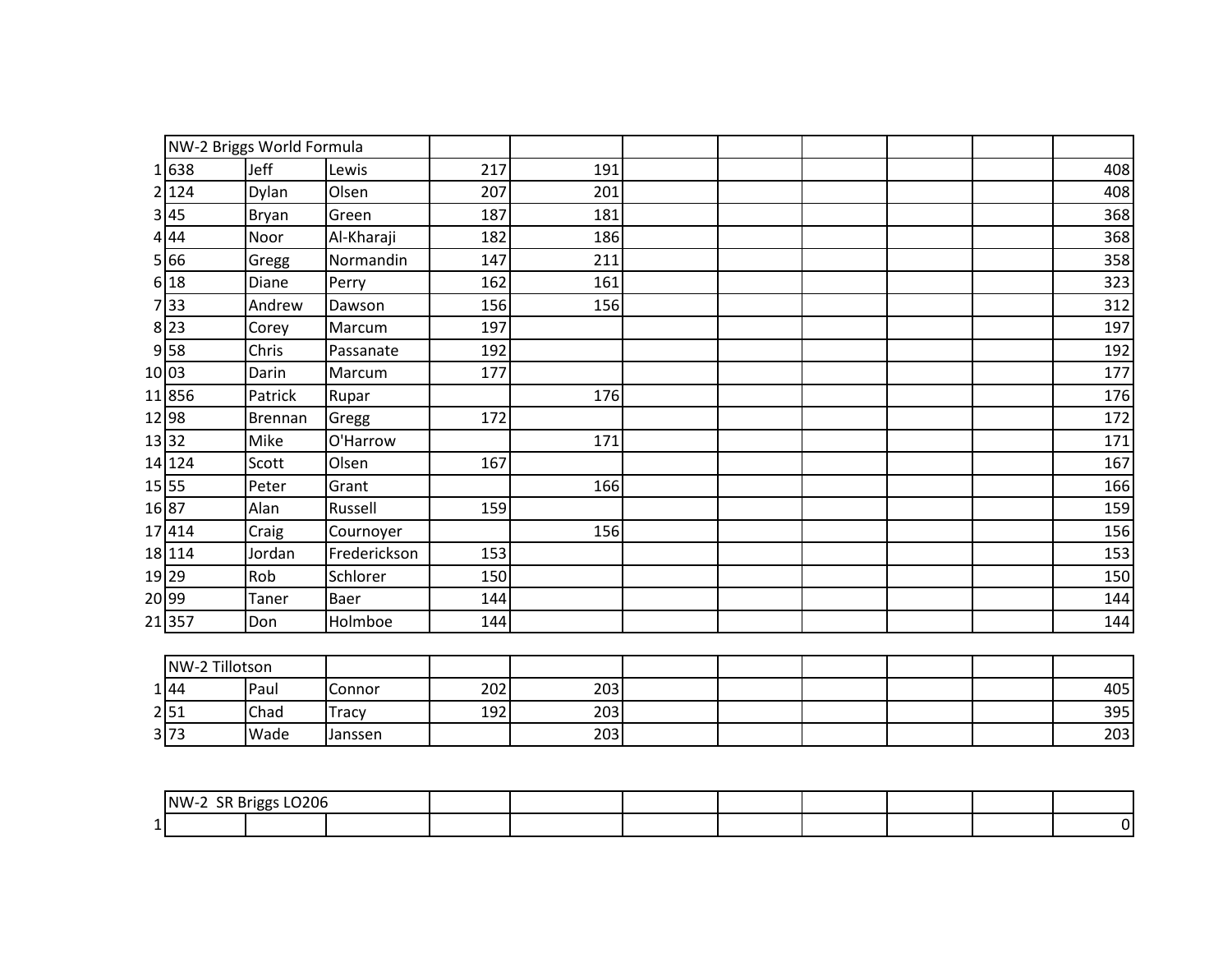| | NW-2 Briggs World Formula | | | | | | | | | | |
|---|---|---|---|---|---|---|---|---|---|---|---|
| 1 | 638 | Jeff | Lewis | 217 | 191 | | | | | | 408 |
| 2 | 124 | Dylan | Olsen | 207 | 201 | | | | | | 408 |
| 3 | 45 | Bryan | Green | 187 | 181 | | | | | | 368 |
| 4 | 44 | Noor | Al-Kharaji | 182 | 186 | | | | | | 368 |
| 5 | 66 | Gregg | Normandin | 147 | 211 | | | | | | 358 |
| 6 | 18 | Diane | Perry | 162 | 161 | | | | | | 323 |
| 7 | 33 | Andrew | Dawson | 156 | 156 | | | | | | 312 |
| 8 | 23 | Corey | Marcum | 197 | | | | | | | 197 |
| 9 | 58 | Chris | Passanate | 192 | | | | | | | 192 |
| 10 | 03 | Darin | Marcum | 177 | | | | | | | 177 |
| 11 | 856 | Patrick | Rupar | | 176 | | | | | | 176 |
| 12 | 98 | Brennan | Gregg | 172 | | | | | | | 172 |
| 13 | 32 | Mike | O'Harrow | | 171 | | | | | | 171 |
| 14 | 124 | Scott | Olsen | 167 | | | | | | | 167 |
| 15 | 55 | Peter | Grant | | 166 | | | | | | 166 |
| 16 | 87 | Alan | Russell | 159 | | | | | | | 159 |
| 17 | 414 | Craig | Cournoyer | | 156 | | | | | | 156 |
| 18 | 114 | Jordan | Frederickson | 153 | | | | | | | 153 |
| 19 | 29 | Rob | Schlorer | 150 | | | | | | | 150 |
| 20 | 99 | Taner | Baer | 144 | | | | | | | 144 |
| 21 | 357 | Don | Holmboe | 144 | | | | | | | 144 |

| | NW-2 Tillotson | | | | | | | | | | |
|---|---|---|---|---|---|---|---|---|---|---|---|
| 1 | 44 | Paul | Connor | 202 | 203 | | | | | | 405 |
| 2 | 51 | Chad | Tracy | 192 | 203 | | | | | | 395 |
| 3 | 73 | Wade | Janssen | | 203 | | | | | | 203 |

| | NW-2 SR Briggs LO206 | | | | | | | | | | |
|---|---|---|---|---|---|---|---|---|---|---|---|
| 1 | | | | | | | | | | | 0 |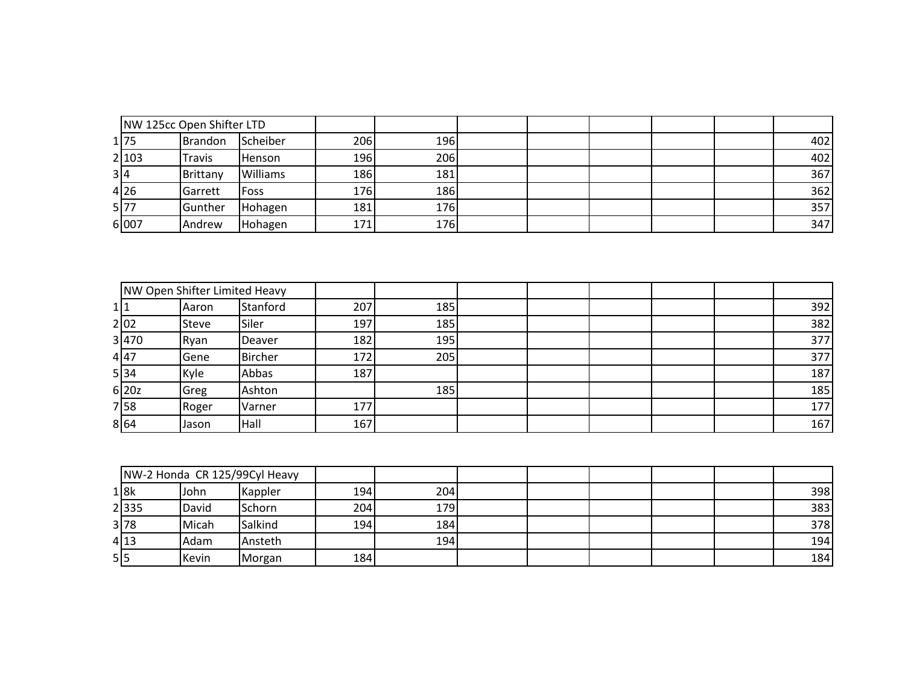| | NW 125cc Open Shifter LTD | | | | | | | | | | |
|---|---|---|---|---|---|---|---|---|---|---|---|
| 1 | 75 | Brandon | Scheiber | 206 | 196 | | | | | | 402 |
| 2 | 103 | Travis | Henson | 196 | 206 | | | | | | 402 |
| 3 | 4 | Brittany | Williams | 186 | 181 | | | | | | 367 |
| 4 | 26 | Garrett | Foss | 176 | 186 | | | | | | 362 |
| 5 | 77 | Gunther | Hohagen | 181 | 176 | | | | | | 357 |
| 6 | 007 | Andrew | Hohagen | 171 | 176 | | | | | | 347 |

| | NW Open Shifter Limited Heavy | | | | | | | | | | |
|---|---|---|---|---|---|---|---|---|---|---|---|
| 1 | 1 | Aaron | Stanford | 207 | 185 | | | | | | 392 |
| 2 | 02 | Steve | Siler | 197 | 185 | | | | | | 382 |
| 3 | 470 | Ryan | Deaver | 182 | 195 | | | | | | 377 |
| 4 | 47 | Gene | Bircher | 172 | 205 | | | | | | 377 |
| 5 | 34 | Kyle | Abbas | 187 | | | | | | | 187 |
| 6 | 20z | Greg | Ashton | | 185 | | | | | | 185 |
| 7 | 58 | Roger | Varner | 177 | | | | | | | 177 |
| 8 | 64 | Jason | Hall | 167 | | | | | | | 167 |

| | NW-2 Honda CR 125/99Cyl Heavy | | | | | | | | | | |
|---|---|---|---|---|---|---|---|---|---|---|---|
| 1 | 8k | John | Kappler | 194 | 204 | | | | | | 398 |
| 2 | 335 | David | Schorn | 204 | 179 | | | | | | 383 |
| 3 | 78 | Micah | Salkind | 194 | 184 | | | | | | 378 |
| 4 | 13 | Adam | Ansteth | | 194 | | | | | | 194 |
| 5 | 5 | Kevin | Morgan | 184 | | | | | | | 184 |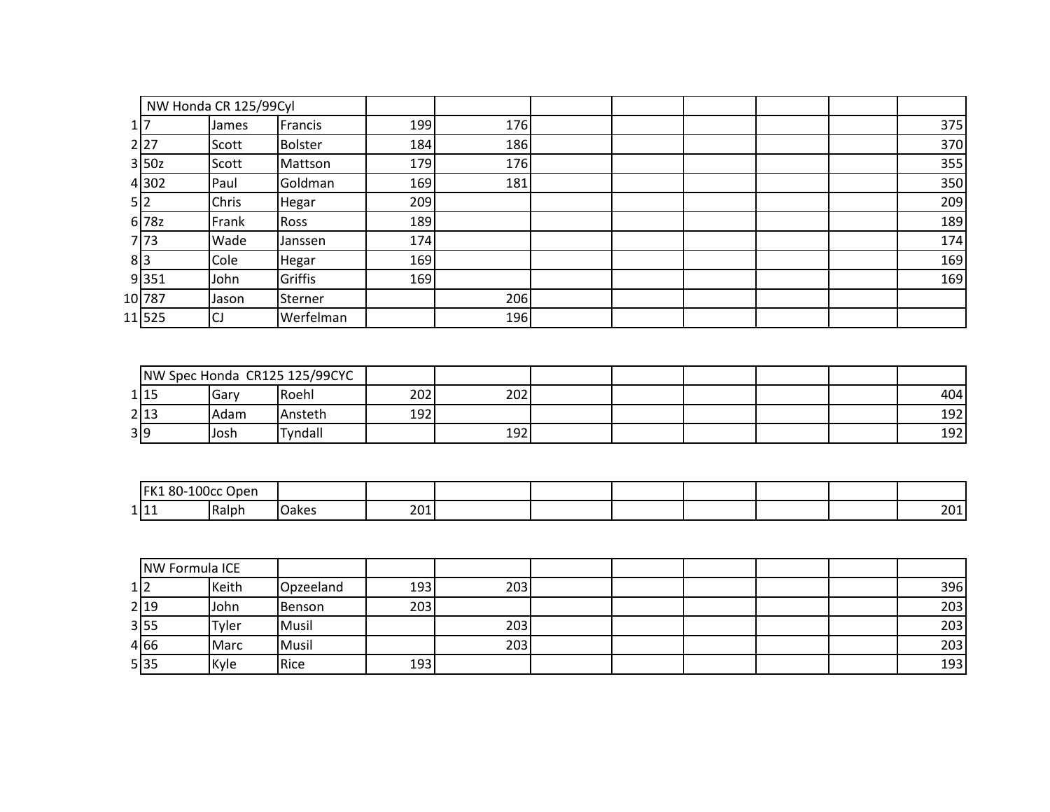| | NW Honda CR 125/99Cyl | | | | | | | | | | |
|---|---|---|---|---|---|---|---|---|---|---|---|
| 1 | 7 | James | Francis | 199 | 176 | | | | | | 375 |
| 2 | 27 | Scott | Bolster | 184 | 186 | | | | | | 370 |
| 3 | 50z | Scott | Mattson | 179 | 176 | | | | | | 355 |
| 4 | 302 | Paul | Goldman | 169 | 181 | | | | | | 350 |
| 5 | 2 | Chris | Hegar | 209 | | | | | | | 209 |
| 6 | 78z | Frank | Ross | 189 | | | | | | | 189 |
| 7 | 73 | Wade | Janssen | 174 | | | | | | | 174 |
| 8 | 3 | Cole | Hegar | 169 | | | | | | | 169 |
| 9 | 351 | John | Griffis | 169 | | | | | | | 169 |
| 10 | 787 | Jason | Sterner | | 206 | | | | | | |
| 11 | 525 | CJ | Werfelman | | 196 | | | | | | |

| | NW Spec Honda CR125 125/99CYC | | | | | | | | | | |
|---|---|---|---|---|---|---|---|---|---|---|---|
| 1 | 15 | Gary | Roehl | 202 | 202 | | | | | | 404 |
| 2 | 13 | Adam | Ansteth | 192 | | | | | | | 192 |
| 3 | 9 | Josh | Tyndall | | 192 | | | | | | 192 |

| | FK1 80-100cc Open | | | | | | | | | | |
|---|---|---|---|---|---|---|---|---|---|---|---|
| 1 | 11 | Ralph | Oakes | 201 | | | | | | | 201 |

| | NW Formula ICE | | | | | | | | | | |
|---|---|---|---|---|---|---|---|---|---|---|---|
| 1 | 2 | Keith | Opzeeland | 193 | 203 | | | | | | 396 |
| 2 | 19 | John | Benson | 203 | | | | | | | 203 |
| 3 | 55 | Tyler | Musil | | 203 | | | | | | 203 |
| 4 | 66 | Marc | Musil | | 203 | | | | | | 203 |
| 5 | 35 | Kyle | Rice | 193 | | | | | | | 193 |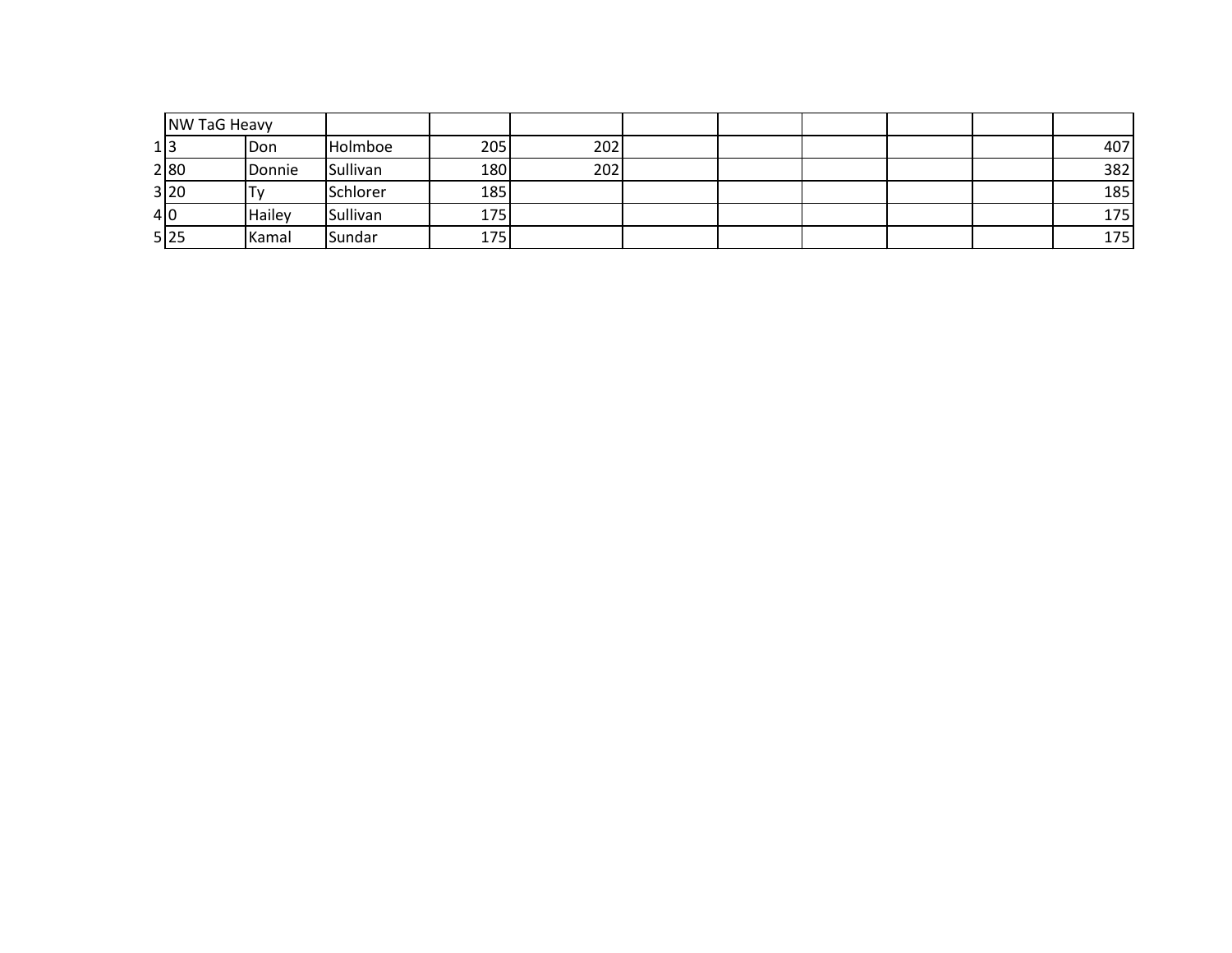| | | | | | | | | | | | |
|---|---|---|---|---|---|---|---|---|---|---|---|
| | NW TaG Heavy | | | | | | | | | | |
| 1 | 3 | Don | Holmboe | 205 | 202 | | | | | | 407 |
| 2 | 80 | Donnie | Sullivan | 180 | 202 | | | | | | 382 |
| 3 | 20 | Ty | Schlorer | 185 | | | | | | | 185 |
| 4 | 0 | Hailey | Sullivan | 175 | | | | | | | 175 |
| 5 | 25 | Kamal | Sundar | 175 | | | | | | | 175 |